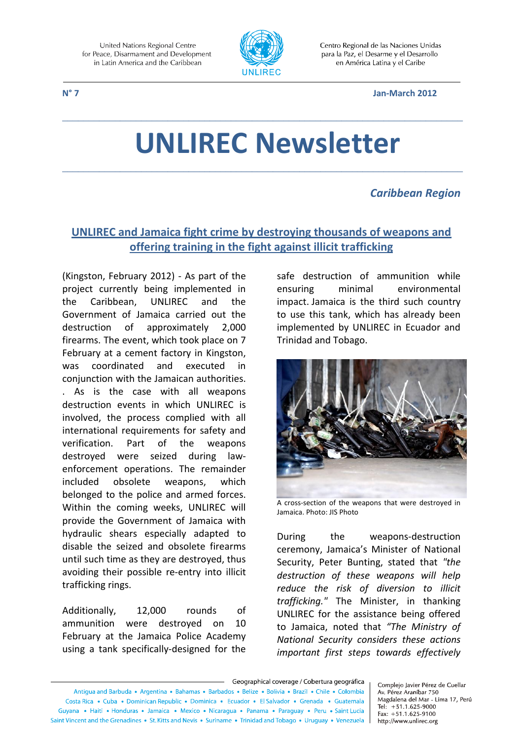United Nations Regional Centre for Peace, Disarmament and Development in Latin America and the Caribbean

Centro Regional de las Naciones Unidas para la Paz, el Desarme y el Desarrollo en América Latina y el Caribe

**N° 7** **Jan-March 2012**

# UNLIREC Newsletter

***Caribbean Region***

## UNLIREC and Jamaica fight crime by destroying thousands of weapons and offering training in the fight against illicit trafficking

(Kingston, February 2012) - As part of the project currently being implemented in the Caribbean, UNLIREC and the Government of Jamaica carried out the destruction of approximately 2,000 firearms. The event, which took place on 7 February at a cement factory in Kingston, was coordinated and executed in conjunction with the Jamaican authorities. . As is the case with all weapons destruction events in which UNLIREC is involved, the process complied with all international requirements for safety and verification. Part of the weapons destroyed were seized during law-enforcement operations. The remainder included obsolete weapons, which belonged to the police and armed forces. Within the coming weeks, UNLIREC will provide the Government of Jamaica with hydraulic shears especially adapted to disable the seized and obsolete firearms until such time as they are destroyed, thus avoiding their possible re-entry into illicit trafficking rings.

Additionally, 12,000 rounds of ammunition were destroyed on 10 February at the Jamaica Police Academy using a tank specifically-designed for the safe destruction of ammunition while ensuring minimal environmental impact. Jamaica is the third such country to use this tank, which has already been implemented by UNLIREC in Ecuador and Trinidad and Tobago.

A cross-section of the weapons that were destroyed in Jamaica. Photo: JIS Photo

During the weapons-destruction ceremony, Jamaica's Minister of National Security, Peter Bunting, stated that *"the destruction of these weapons will help reduce the risk of diversion to illicit trafficking."* The Minister, in thanking UNLIREC for the assistance being offered to Jamaica, noted that *"The Ministry of National Security considers these actions important first steps towards effectively*

Geographical coverage / Cobertura geográfica

Antigua and Barbuda • Argentina • Bahamas • Barbados • Belize • Bolivia • Brazil • Chile • Colombia • Costa Rica • Cuba • Dominican Republic • Dominica • Ecuador • El Salvador • Grenada • Guatemala • Guyana • Haiti • Honduras • Jamaica • Mexico • Nicaragua • Panama • Paraguay • Peru • Saint Lucia • Saint Vincent and the Grenadines • St. Kitts and Nevis • Suriname • Trinidad and Tobago • Uruguay • Venezuela

Complejo Javier Pérez de Cuellar
Av. Pérez Araníbar 750
Magdalena del Mar - Lima 17, Perú
Tel: +51.1.625-9000
Fax: +51.1.625-9100
http://www.unlirec.org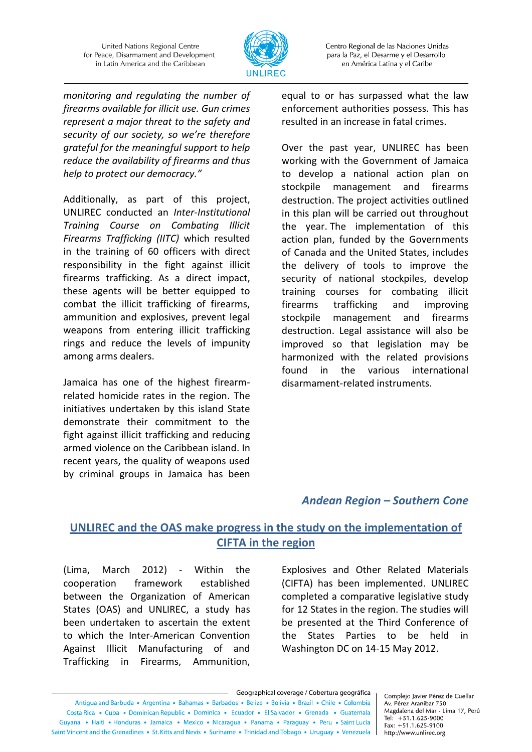*monitoring and regulating the number of firearms available for illicit use. Gun crimes represent a major threat to the safety and security of our society, so we're therefore grateful for the meaningful support to help reduce the availability of firearms and thus help to protect our democracy."*

Additionally, as part of this project, UNLIREC conducted an *Inter-Institutional Training Course on Combating Illicit Firearms Trafficking (IITC)* which resulted in the training of 60 officers with direct responsibility in the fight against illicit firearms trafficking. As a direct impact, these agents will be better equipped to combat the illicit trafficking of firearms, ammunition and explosives, prevent legal weapons from entering illicit trafficking rings and reduce the levels of impunity among arms dealers.

Jamaica has one of the highest firearm-related homicide rates in the region. The initiatives undertaken by this island State demonstrate their commitment to the fight against illicit trafficking and reducing armed violence on the Caribbean island. In recent years, the quality of weapons used by criminal groups in Jamaica has been equal to or has surpassed what the law enforcement authorities possess. This has resulted in an increase in fatal crimes.

Over the past year, UNLIREC has been working with the Government of Jamaica to develop a national action plan on stockpile management and firearms destruction. The project activities outlined in this plan will be carried out throughout the year. The implementation of this action plan, funded by the Governments of Canada and the United States, includes the delivery of tools to improve the security of national stockpiles, develop training courses for combating illicit firearms trafficking and improving stockpile management and firearms destruction. Legal assistance will also be improved so that legislation may be harmonized with the related provisions found in the various international disarmament-related instruments.

## *Andean Region – Southern Cone*

### UNLIREC and the OAS make progress in the study on the implementation of CIFTA in the region

(Lima, March 2012) - Within the cooperation framework established between the Organization of American States (OAS) and UNLIREC, a study has been undertaken to ascertain the extent to which the Inter-American Convention Against Illicit Manufacturing of and Trafficking in Firearms, Ammunition, Explosives and Other Related Materials (CIFTA) has been implemented. UNLIREC completed a comparative legislative study for 12 States in the region. The studies will be presented at the Third Conference of the States Parties to be held in Washington DC on 14-15 May 2012.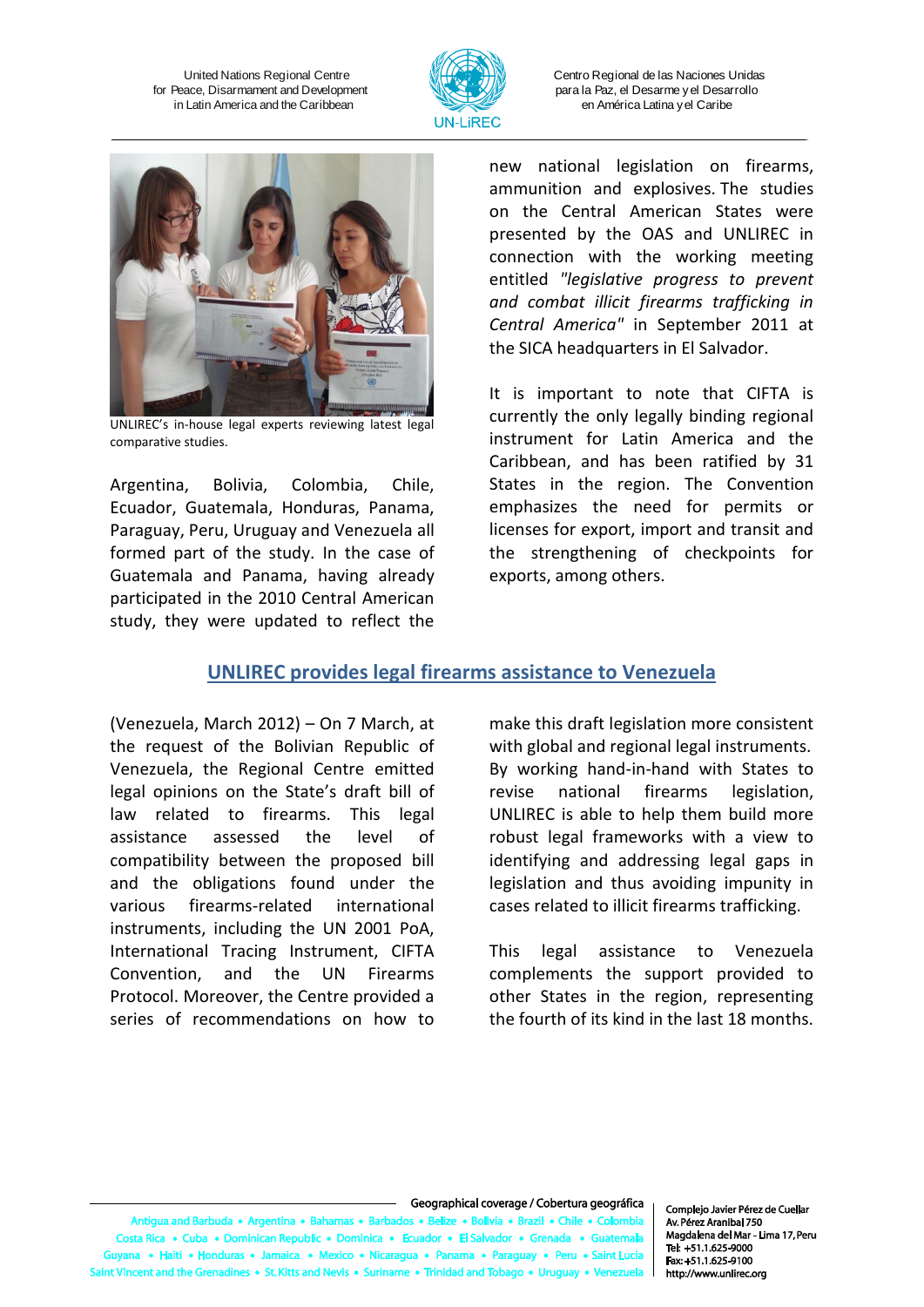UNLIREC's in-house legal experts reviewing latest legal comparative studies.

Argentina, Bolivia, Colombia, Chile, Ecuador, Guatemala, Honduras, Panama, Paraguay, Peru, Uruguay and Venezuela all formed part of the study. In the case of Guatemala and Panama, having already participated in the 2010 Central American study, they were updated to reflect the new national legislation on firearms, ammunition and explosives. The studies on the Central American States were presented by the OAS and UNLIREC in connection with the working meeting entitled *"legislative progress to prevent and combat illicit firearms trafficking in Central America"* in September 2011 at the SICA headquarters in El Salvador.

It is important to note that CIFTA is currently the only legally binding regional instrument for Latin America and the Caribbean, and has been ratified by 31 States in the region. The Convention emphasizes the need for permits or licenses for export, import and transit and the strengthening of checkpoints for exports, among others.

## UNLIREC provides legal firearms assistance to Venezuela

(Venezuela, March 2012) – On 7 March, at the request of the Bolivian Republic of Venezuela, the Regional Centre emitted legal opinions on the State's draft bill of law related to firearms. This legal assistance assessed the level of compatibility between the proposed bill and the obligations found under the various firearms-related international instruments, including the UN 2001 PoA, International Tracing Instrument, CIFTA Convention, and the UN Firearms Protocol. Moreover, the Centre provided a series of recommendations on how to make this draft legislation more consistent with global and regional legal instruments. By working hand-in-hand with States to revise national firearms legislation, UNLIREC is able to help them build more robust legal frameworks with a view to identifying and addressing legal gaps in legislation and thus avoiding impunity in cases related to illicit firearms trafficking.

This legal assistance to Venezuela complements the support provided to other States in the region, representing the fourth of its kind in the last 18 months.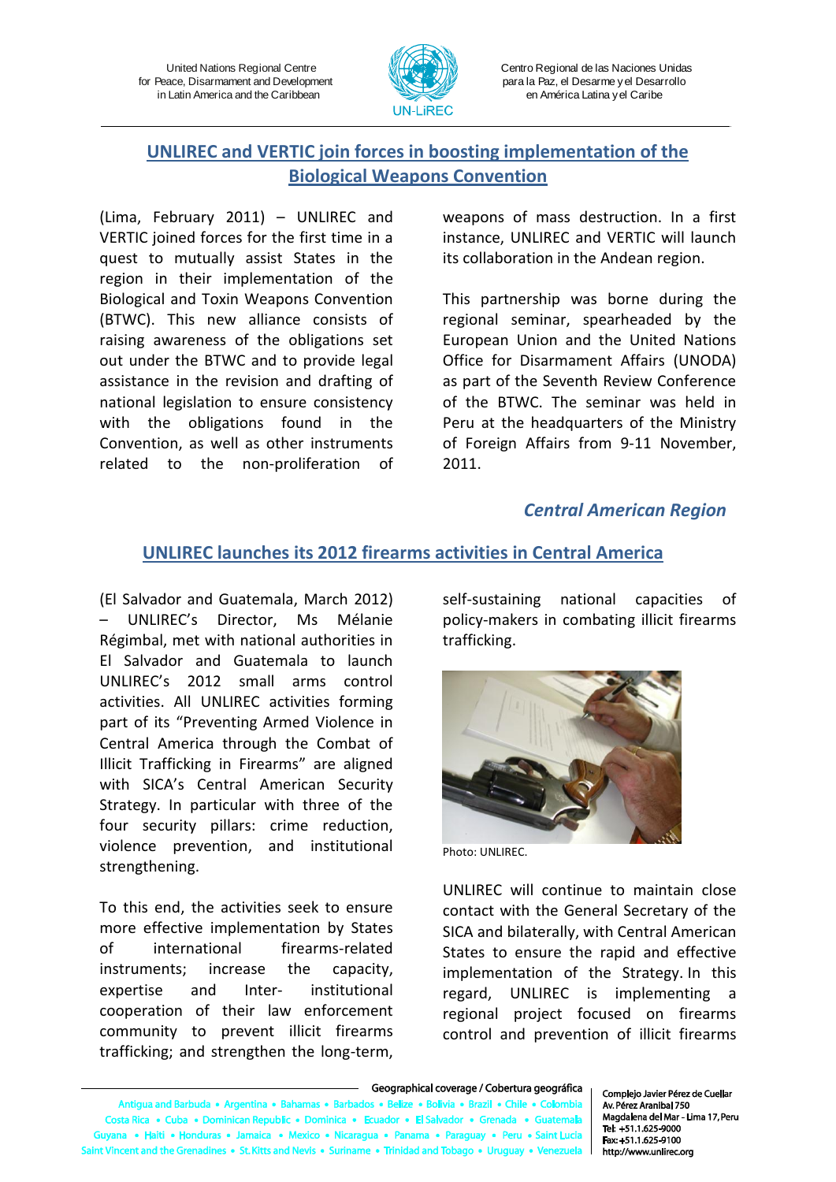## UNLIREC and VERTIC join forces in boosting implementation of the Biological Weapons Convention

(Lima, February 2011) – UNLIREC and VERTIC joined forces for the first time in a quest to mutually assist States in the region in their implementation of the Biological and Toxin Weapons Convention (BTWC). This new alliance consists of raising awareness of the obligations set out under the BTWC and to provide legal assistance in the revision and drafting of national legislation to ensure consistency with the obligations found in the Convention, as well as other instruments related to the non-proliferation of weapons of mass destruction. In a first instance, UNLIREC and VERTIC will launch its collaboration in the Andean region.

This partnership was borne during the regional seminar, spearheaded by the European Union and the United Nations Office for Disarmament Affairs (UNODA) as part of the Seventh Review Conference of the BTWC. The seminar was held in Peru at the headquarters of the Ministry of Foreign Affairs from 9-11 November, 2011.

### *Central American Region*

## UNLIREC launches its 2012 firearms activities in Central America

(El Salvador and Guatemala, March 2012) – UNLIREC's Director, Ms Mélanie Régimbal, met with national authorities in El Salvador and Guatemala to launch UNLIREC's 2012 small arms control activities. All UNLIREC activities forming part of its "Preventing Armed Violence in Central America through the Combat of Illicit Trafficking in Firearms" are aligned with SICA's Central American Security Strategy. In particular with three of the four security pillars: crime reduction, violence prevention, and institutional strengthening.

To this end, the activities seek to ensure more effective implementation by States of international firearms-related instruments; increase the capacity, expertise and Inter- institutional cooperation of their law enforcement community to prevent illicit firearms trafficking; and strengthen the long-term, self-sustaining national capacities of policy-makers in combating illicit firearms trafficking.

Photo: UNLIREC.

UNLIREC will continue to maintain close contact with the General Secretary of the SICA and bilaterally, with Central American States to ensure the rapid and effective implementation of the Strategy. In this regard, UNLIREC is implementing a regional project focused on firearms control and prevention of illicit firearms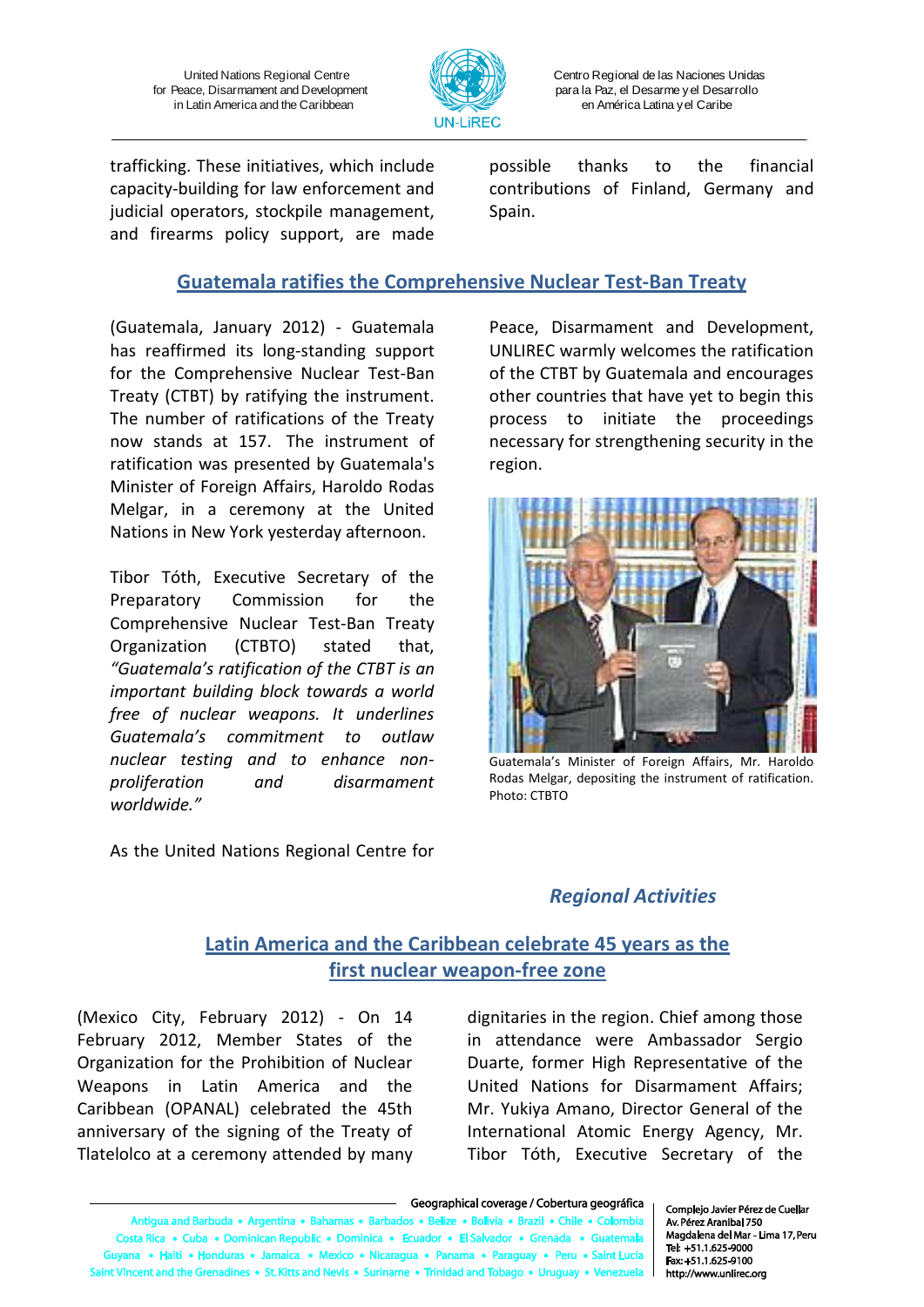trafficking. These initiatives, which include capacity-building for law enforcement and judicial operators, stockpile management, and firearms policy support, are made possible thanks to the financial contributions of Finland, Germany and Spain.

## Guatemala ratifies the Comprehensive Nuclear Test-Ban Treaty

(Guatemala, January 2012) - Guatemala has reaffirmed its long-standing support for the Comprehensive Nuclear Test-Ban Treaty (CTBT) by ratifying the instrument. The number of ratifications of the Treaty now stands at 157. The instrument of ratification was presented by Guatemala's Minister of Foreign Affairs, Haroldo Rodas Melgar, in a ceremony at the United Nations in New York yesterday afternoon.

Tibor Tóth, Executive Secretary of the Preparatory Commission for the Comprehensive Nuclear Test-Ban Treaty Organization (CTBTO) stated that, *"Guatemala's ratification of the CTBT is an important building block towards a world free of nuclear weapons. It underlines Guatemala's commitment to outlaw nuclear testing and to enhance non-proliferation and disarmament worldwide."*

As the United Nations Regional Centre for Peace, Disarmament and Development, UNLIREC warmly welcomes the ratification of the CTBT by Guatemala and encourages other countries that have yet to begin this process to initiate the proceedings necessary for strengthening security in the region.

Guatemala's Minister of Foreign Affairs, Mr. Haroldo Rodas Melgar, depositing the instrument of ratification. Photo: CTBTO

# *Regional Activities*

## Latin America and the Caribbean celebrate 45 years as the first nuclear weapon-free zone

(Mexico City, February 2012) - On 14 February 2012, Member States of the Organization for the Prohibition of Nuclear Weapons in Latin America and the Caribbean (OPANAL) celebrated the 45th anniversary of the signing of the Treaty of Tlatelolco at a ceremony attended by many dignitaries in the region. Chief among those in attendance were Ambassador Sergio Duarte, former High Representative of the United Nations for Disarmament Affairs; Mr. Yukiya Amano, Director General of the International Atomic Energy Agency, Mr. Tibor Tóth, Executive Secretary of the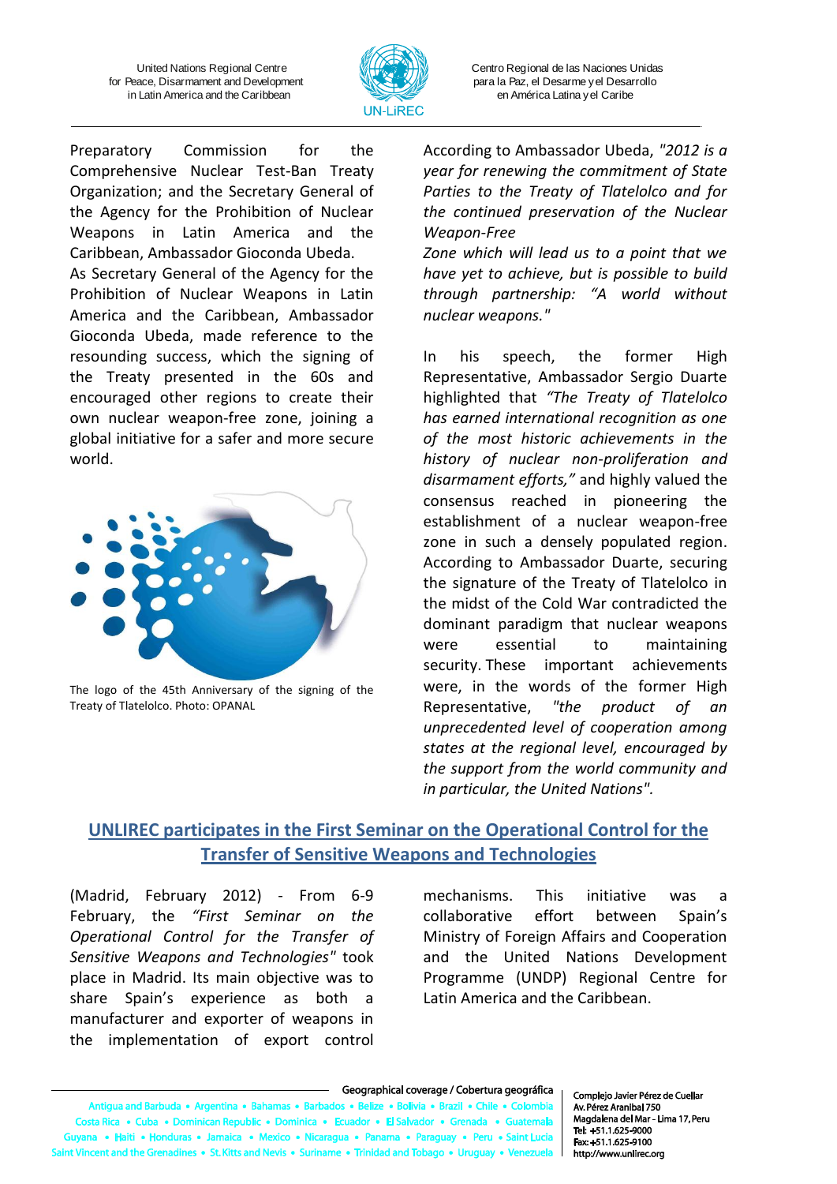Preparatory Commission for the Comprehensive Nuclear Test-Ban Treaty Organization; and the Secretary General of the Agency for the Prohibition of Nuclear Weapons in Latin America and the Caribbean, Ambassador Gioconda Ubeda.

As Secretary General of the Agency for the Prohibition of Nuclear Weapons in Latin America and the Caribbean, Ambassador Gioconda Ubeda, made reference to the resounding success, which the signing of the Treaty presented in the 60s and encouraged other regions to create their own nuclear weapon-free zone, joining a global initiative for a safer and more secure world.

The logo of the 45th Anniversary of the signing of the Treaty of Tlatelolco. Photo: OPANAL

According to Ambassador Ubeda, *"2012 is a year for renewing the commitment of State Parties to the Treaty of Tlatelolco and for the continued preservation of the Nuclear Weapon-Free Zone which will lead us to a point that we have yet to achieve, but is possible to build through partnership: "A world without nuclear weapons."*

In his speech, the former High Representative, Ambassador Sergio Duarte highlighted that *"The Treaty of Tlatelolco has earned international recognition as one of the most historic achievements in the history of nuclear non-proliferation and disarmament efforts,"* and highly valued the consensus reached in pioneering the establishment of a nuclear weapon-free zone in such a densely populated region. According to Ambassador Duarte, securing the signature of the Treaty of Tlatelolco in the midst of the Cold War contradicted the dominant paradigm that nuclear weapons were essential to maintaining security. These important achievements were, in the words of the former High Representative, *"the product of an unprecedented level of cooperation among states at the regional level, encouraged by the support from the world community and in particular, the United Nations".*

## UNLIREC participates in the First Seminar on the Operational Control for the Transfer of Sensitive Weapons and Technologies

(Madrid, February 2012) - From 6-9 February, the *"First Seminar on the Operational Control for the Transfer of Sensitive Weapons and Technologies"* took place in Madrid. Its main objective was to share Spain's experience as both a manufacturer and exporter of weapons in the implementation of export control mechanisms. This initiative was a collaborative effort between Spain's Ministry of Foreign Affairs and Cooperation and the United Nations Development Programme (UNDP) Regional Centre for Latin America and the Caribbean.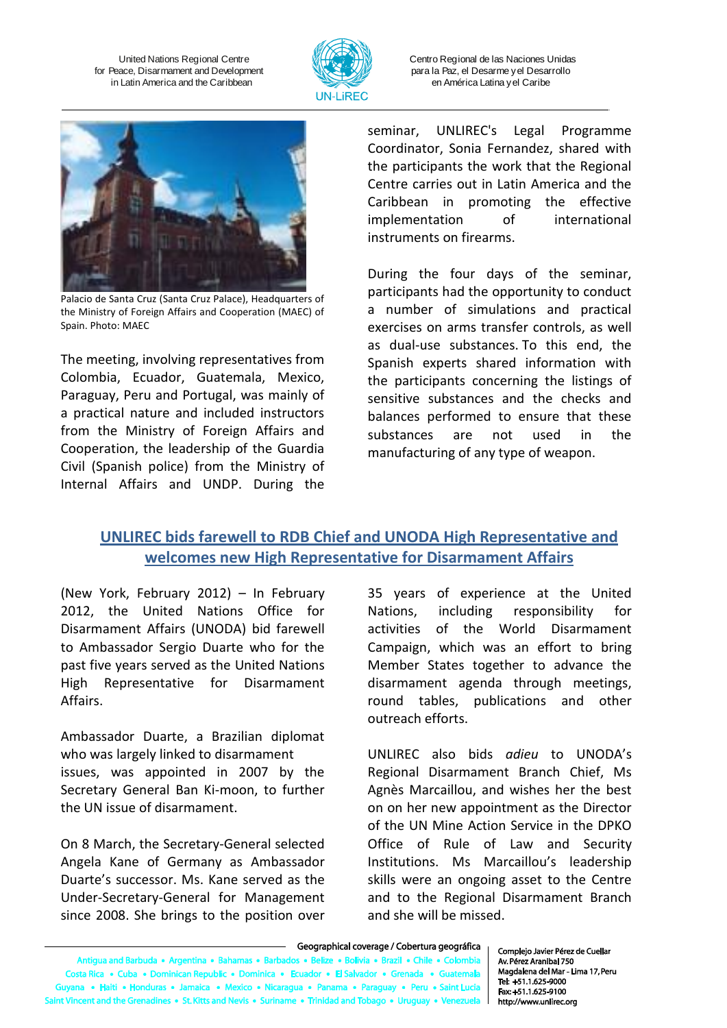Palacio de Santa Cruz (Santa Cruz Palace), Headquarters of the Ministry of Foreign Affairs and Cooperation (MAEC) of Spain. Photo: MAEC

The meeting, involving representatives from Colombia, Ecuador, Guatemala, Mexico, Paraguay, Peru and Portugal, was mainly of a practical nature and included instructors from the Ministry of Foreign Affairs and Cooperation, the leadership of the Guardia Civil (Spanish police) from the Ministry of Internal Affairs and UNDP. During the seminar, UNLIREC's Legal Programme Coordinator, Sonia Fernandez, shared with the participants the work that the Regional Centre carries out in Latin America and the Caribbean in promoting the effective implementation of international instruments on firearms.

During the four days of the seminar, participants had the opportunity to conduct a number of simulations and practical exercises on arms transfer controls, as well as dual-use substances. To this end, the Spanish experts shared information with the participants concerning the listings of sensitive substances and the checks and balances performed to ensure that these substances are not used in the manufacturing of any type of weapon.

## UNLIREC bids farewell to RDB Chief and UNODA High Representative and welcomes new High Representative for Disarmament Affairs

(New York, February 2012) – In February 2012, the United Nations Office for Disarmament Affairs (UNODA) bid farewell to Ambassador Sergio Duarte who for the past five years served as the United Nations High Representative for Disarmament Affairs.

Ambassador Duarte, a Brazilian diplomat who was largely linked to disarmament issues, was appointed in 2007 by the Secretary General Ban Ki-moon, to further the UN issue of disarmament.

On 8 March, the Secretary-General selected Angela Kane of Germany as Ambassador Duarte's successor. Ms. Kane served as the Under-Secretary-General for Management since 2008. She brings to the position over 35 years of experience at the United Nations, including responsibility for activities of the World Disarmament Campaign, which was an effort to bring Member States together to advance the disarmament agenda through meetings, round tables, publications and other outreach efforts.

UNLIREC also bids *adieu* to UNODA's Regional Disarmament Branch Chief, Ms Agnès Marcaillou, and wishes her the best on on her new appointment as the Director of the UN Mine Action Service in the DPKO Office of Rule of Law and Security Institutions. Ms Marcaillou's leadership skills were an ongoing asset to the Centre and to the Regional Disarmament Branch and she will be missed.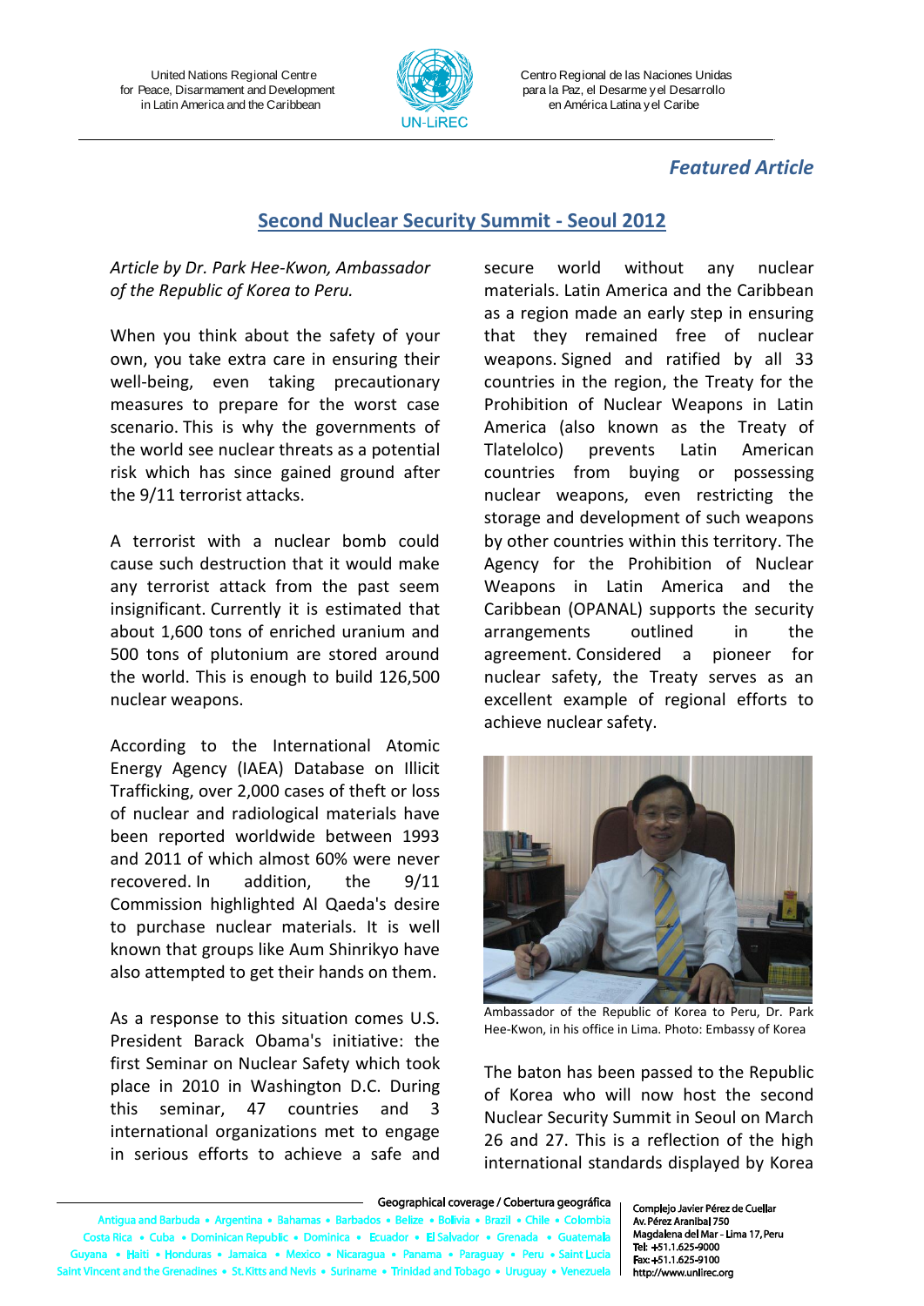## Featured Article

## Second Nuclear Security Summit - Seoul 2012

*Article by Dr. Park Hee-Kwon, Ambassador of the Republic of Korea to Peru.*

When you think about the safety of your own, you take extra care in ensuring their well-being, even taking precautionary measures to prepare for the worst case scenario. This is why the governments of the world see nuclear threats as a potential risk which has since gained ground after the 9/11 terrorist attacks.

A terrorist with a nuclear bomb could cause such destruction that it would make any terrorist attack from the past seem insignificant. Currently it is estimated that about 1,600 tons of enriched uranium and 500 tons of plutonium are stored around the world. This is enough to build 126,500 nuclear weapons.

According to the International Atomic Energy Agency (IAEA) Database on Illicit Trafficking, over 2,000 cases of theft or loss of nuclear and radiological materials have been reported worldwide between 1993 and 2011 of which almost 60% were never recovered. In addition, the 9/11 Commission highlighted Al Qaeda's desire to purchase nuclear materials. It is well known that groups like Aum Shinrikyo have also attempted to get their hands on them.

As a response to this situation comes U.S. President Barack Obama's initiative: the first Seminar on Nuclear Safety which took place in 2010 in Washington D.C. During this seminar, 47 countries and 3 international organizations met to engage in serious efforts to achieve a safe and secure world without any nuclear materials. Latin America and the Caribbean as a region made an early step in ensuring that they remained free of nuclear weapons. Signed and ratified by all 33 countries in the region, the Treaty for the Prohibition of Nuclear Weapons in Latin America (also known as the Treaty of Tlatelolco) prevents Latin American countries from buying or possessing nuclear weapons, even restricting the storage and development of such weapons by other countries within this territory. The Agency for the Prohibition of Nuclear Weapons in Latin America and the Caribbean (OPANAL) supports the security arrangements outlined in the agreement. Considered a pioneer for nuclear safety, the Treaty serves as an excellent example of regional efforts to achieve nuclear safety.

Ambassador of the Republic of Korea to Peru, Dr. Park Hee-Kwon, in his office in Lima. Photo: Embassy of Korea

The baton has been passed to the Republic of Korea who will now host the second Nuclear Security Summit in Seoul on March 26 and 27. This is a reflection of the high international standards displayed by Korea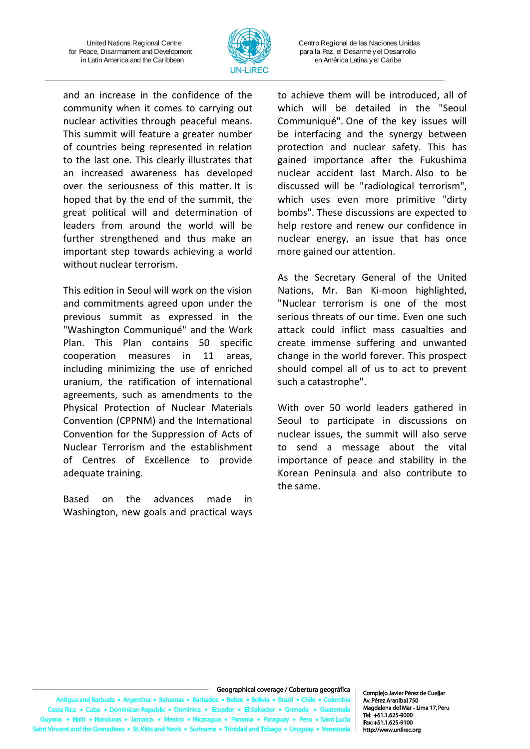and an increase in the confidence of the community when it comes to carrying out nuclear activities through peaceful means. This summit will feature a greater number of countries being represented in relation to the last one. This clearly illustrates that an increased awareness has developed over the seriousness of this matter. It is hoped that by the end of the summit, the great political will and determination of leaders from around the world will be further strengthened and thus make an important step towards achieving a world without nuclear terrorism.

This edition in Seoul will work on the vision and commitments agreed upon under the previous summit as expressed in the "Washington Communiqué" and the Work Plan. This Plan contains 50 specific cooperation measures in 11 areas, including minimizing the use of enriched uranium, the ratification of international agreements, such as amendments to the Physical Protection of Nuclear Materials Convention (CPPNM) and the International Convention for the Suppression of Acts of Nuclear Terrorism and the establishment of Centres of Excellence to provide adequate training.

Based on the advances made in Washington, new goals and practical ways to achieve them will be introduced, all of which will be detailed in the "Seoul Communiqué". One of the key issues will be interfacing and the synergy between protection and nuclear safety. This has gained importance after the Fukushima nuclear accident last March. Also to be discussed will be "radiological terrorism", which uses even more primitive "dirty bombs". These discussions are expected to help restore and renew our confidence in nuclear energy, an issue that has once more gained our attention.

As the Secretary General of the United Nations, Mr. Ban Ki-moon highlighted, "Nuclear terrorism is one of the most serious threats of our time. Even one such attack could inflict mass casualties and create immense suffering and unwanted change in the world forever. This prospect should compel all of us to act to prevent such a catastrophe".

With over 50 world leaders gathered in Seoul to participate in discussions on nuclear issues, the summit will also serve to send a message about the vital importance of peace and stability in the Korean Peninsula and also contribute to the same.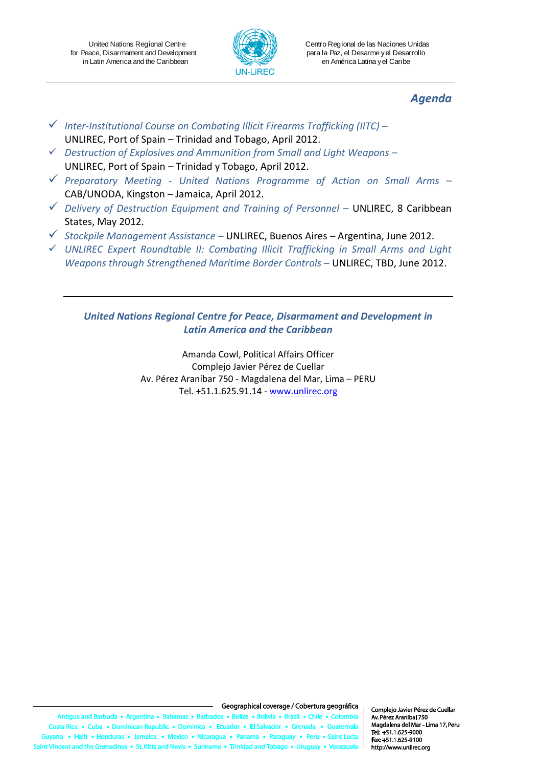## *Agenda*

- ✓ *Inter-Institutional Course on Combating Illicit Firearms Trafficking (IITC) –* UNLIREC, Port of Spain – Trinidad and Tobago, April 2012.
- ✓ *Destruction of Explosives and Ammunition from Small and Light Weapons –* UNLIREC, Port of Spain – Trinidad y Tobago, April 2012.
- ✓ *Preparatory Meeting - United Nations Programme of Action on Small Arms –* CAB/UNODA, Kingston – Jamaica, April 2012.
- ✓ *Delivery of Destruction Equipment and Training of Personnel –* UNLIREC, 8 Caribbean States, May 2012.
- ✓ *Stockpile Management Assistance –* UNLIREC, Buenos Aires – Argentina, June 2012.
- ✓ *UNLIREC Expert Roundtable II: Combating Illicit Trafficking in Small Arms and Light Weapons through Strengthened Maritime Border Controls –* UNLIREC, TBD, June 2012.

---

***United Nations Regional Centre for Peace, Disarmament and Development in Latin America and the Caribbean***

Amanda Cowl, Political Affairs Officer
Complejo Javier Pérez de Cuellar
Av. Pérez Araníbar 750 - Magdalena del Mar, Lima – PERU
Tel. +51.1.625.91.14 - www.unlirec.org